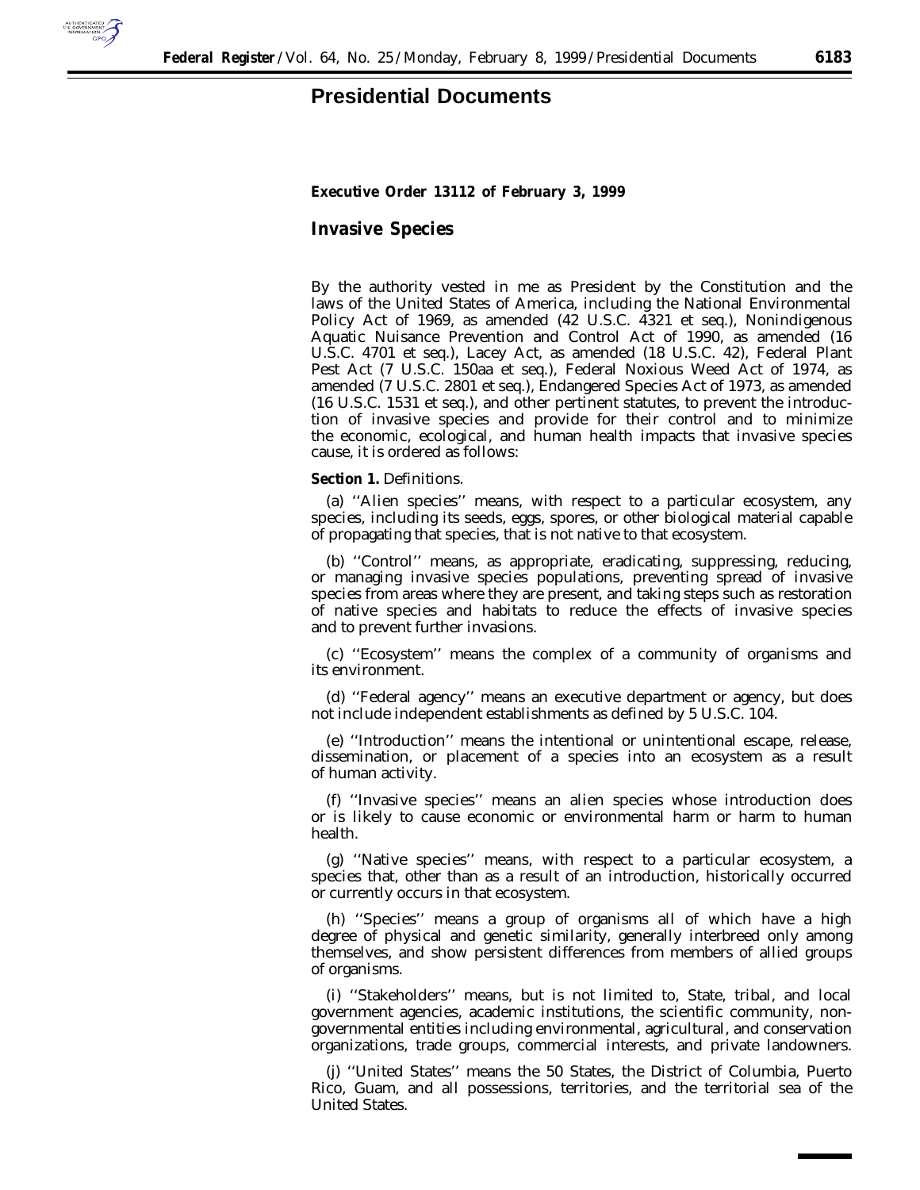# Presidential Documents

**Executive Order 13112 of February 3, 1999**

## Invasive Species

By the authority vested in me as President by the Constitution and the laws of the United States of America, including the National Environmental Policy Act of 1969, as amended (42 U.S.C. 4321 et seq.), Nonindigenous Aquatic Nuisance Prevention and Control Act of 1990, as amended (16 U.S.C. 4701 et seq.), Lacey Act, as amended (18 U.S.C. 42), Federal Plant Pest Act (7 U.S.C. 150aa et seq.), Federal Noxious Weed Act of 1974, as amended (7 U.S.C. 2801 et seq.), Endangered Species Act of 1973, as amended (16 U.S.C. 1531 et seq.), and other pertinent statutes, to prevent the introduction of invasive species and provide for their control and to minimize the economic, ecological, and human health impacts that invasive species cause, it is ordered as follows:

**Section 1.** Definitions.

(a) ''Alien species'' means, with respect to a particular ecosystem, any species, including its seeds, eggs, spores, or other biological material capable of propagating that species, that is not native to that ecosystem.

(b) ''Control'' means, as appropriate, eradicating, suppressing, reducing, or managing invasive species populations, preventing spread of invasive species from areas where they are present, and taking steps such as restoration of native species and habitats to reduce the effects of invasive species and to prevent further invasions.

(c) ''Ecosystem'' means the complex of a community of organisms and its environment.

(d) ''Federal agency'' means an executive department or agency, but does not include independent establishments as defined by 5 U.S.C. 104.

(e) ''Introduction'' means the intentional or unintentional escape, release, dissemination, or placement of a species into an ecosystem as a result of human activity.

(f) ''Invasive species'' means an alien species whose introduction does or is likely to cause economic or environmental harm or harm to human health.

(g) ''Native species'' means, with respect to a particular ecosystem, a species that, other than as a result of an introduction, historically occurred or currently occurs in that ecosystem.

(h) ''Species'' means a group of organisms all of which have a high degree of physical and genetic similarity, generally interbreed only among themselves, and show persistent differences from members of allied groups of organisms.

(i) ''Stakeholders'' means, but is not limited to, State, tribal, and local government agencies, academic institutions, the scientific community, non-governmental entities including environmental, agricultural, and conservation organizations, trade groups, commercial interests, and private landowners.

(j) ''United States'' means the 50 States, the District of Columbia, Puerto Rico, Guam, and all possessions, territories, and the territorial sea of the United States.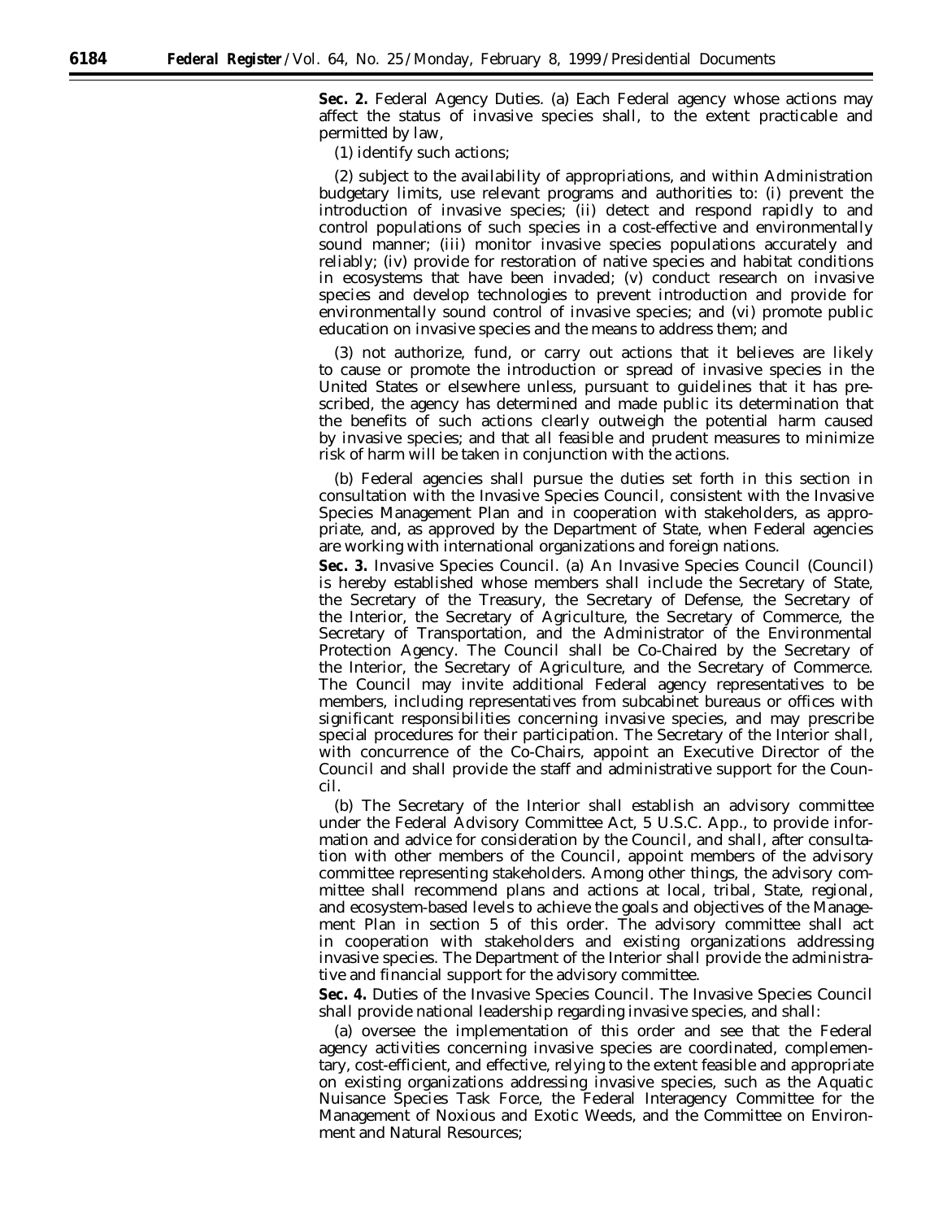**Sec. 2.** Federal Agency Duties. (a) Each Federal agency whose actions may affect the status of invasive species shall, to the extent practicable and permitted by law,

(1) identify such actions;

(2) subject to the availability of appropriations, and within Administration budgetary limits, use relevant programs and authorities to: (i) prevent the introduction of invasive species; (ii) detect and respond rapidly to and control populations of such species in a cost-effective and environmentally sound manner; (iii) monitor invasive species populations accurately and reliably; (iv) provide for restoration of native species and habitat conditions in ecosystems that have been invaded; (v) conduct research on invasive species and develop technologies to prevent introduction and provide for environmentally sound control of invasive species; and (vi) promote public education on invasive species and the means to address them; and

(3) not authorize, fund, or carry out actions that it believes are likely to cause or promote the introduction or spread of invasive species in the United States or elsewhere unless, pursuant to guidelines that it has prescribed, the agency has determined and made public its determination that the benefits of such actions clearly outweigh the potential harm caused by invasive species; and that all feasible and prudent measures to minimize risk of harm will be taken in conjunction with the actions.

(b) Federal agencies shall pursue the duties set forth in this section in consultation with the Invasive Species Council, consistent with the Invasive Species Management Plan and in cooperation with stakeholders, as appropriate, and, as approved by the Department of State, when Federal agencies are working with international organizations and foreign nations.

**Sec. 3.** Invasive Species Council. (a) An Invasive Species Council (Council) is hereby established whose members shall include the Secretary of State, the Secretary of the Treasury, the Secretary of Defense, the Secretary of the Interior, the Secretary of Agriculture, the Secretary of Commerce, the Secretary of Transportation, and the Administrator of the Environmental Protection Agency. The Council shall be Co-Chaired by the Secretary of the Interior, the Secretary of Agriculture, and the Secretary of Commerce. The Council may invite additional Federal agency representatives to be members, including representatives from subcabinet bureaus or offices with significant responsibilities concerning invasive species, and may prescribe special procedures for their participation. The Secretary of the Interior shall, with concurrence of the Co-Chairs, appoint an Executive Director of the Council and shall provide the staff and administrative support for the Council.

(b) The Secretary of the Interior shall establish an advisory committee under the Federal Advisory Committee Act, 5 U.S.C. App., to provide information and advice for consideration by the Council, and shall, after consultation with other members of the Council, appoint members of the advisory committee representing stakeholders. Among other things, the advisory committee shall recommend plans and actions at local, tribal, State, regional, and ecosystem-based levels to achieve the goals and objectives of the Management Plan in section 5 of this order. The advisory committee shall act in cooperation with stakeholders and existing organizations addressing invasive species. The Department of the Interior shall provide the administrative and financial support for the advisory committee.

**Sec. 4.** Duties of the Invasive Species Council. The Invasive Species Council shall provide national leadership regarding invasive species, and shall:

(a) oversee the implementation of this order and see that the Federal agency activities concerning invasive species are coordinated, complementary, cost-efficient, and effective, relying to the extent feasible and appropriate on existing organizations addressing invasive species, such as the Aquatic Nuisance Species Task Force, the Federal Interagency Committee for the Management of Noxious and Exotic Weeds, and the Committee on Environment and Natural Resources;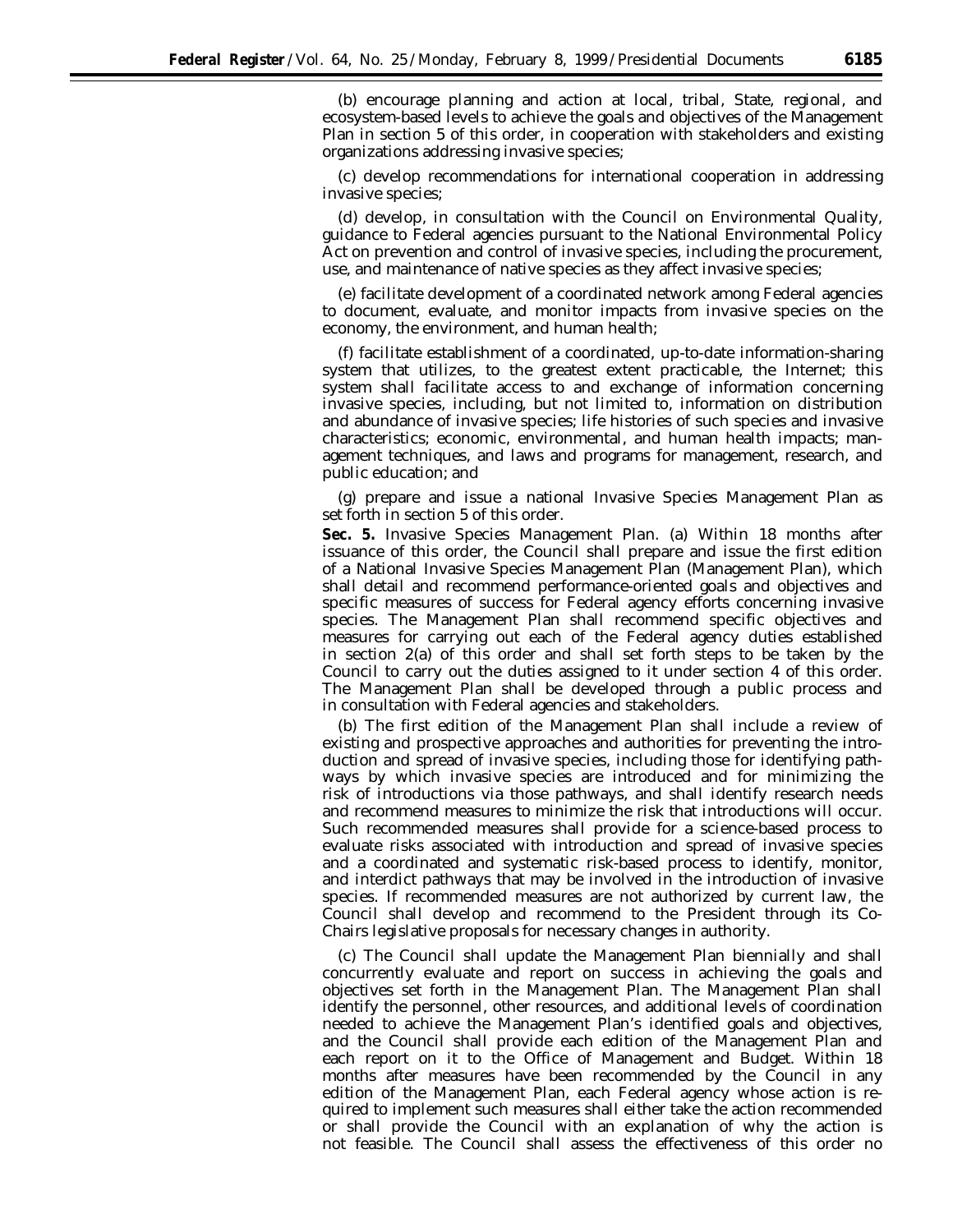(b) encourage planning and action at local, tribal, State, regional, and ecosystem-based levels to achieve the goals and objectives of the Management Plan in section 5 of this order, in cooperation with stakeholders and existing organizations addressing invasive species;

(c) develop recommendations for international cooperation in addressing invasive species;

(d) develop, in consultation with the Council on Environmental Quality, guidance to Federal agencies pursuant to the National Environmental Policy Act on prevention and control of invasive species, including the procurement, use, and maintenance of native species as they affect invasive species;

(e) facilitate development of a coordinated network among Federal agencies to document, evaluate, and monitor impacts from invasive species on the economy, the environment, and human health;

(f) facilitate establishment of a coordinated, up-to-date information-sharing system that utilizes, to the greatest extent practicable, the Internet; this system shall facilitate access to and exchange of information concerning invasive species, including, but not limited to, information on distribution and abundance of invasive species; life histories of such species and invasive characteristics; economic, environmental, and human health impacts; management techniques, and laws and programs for management, research, and public education; and

(g) prepare and issue a national Invasive Species Management Plan as set forth in section 5 of this order.

**Sec. 5.** *Invasive Species Management Plan.* (a) Within 18 months after issuance of this order, the Council shall prepare and issue the first edition of a National Invasive Species Management Plan (Management Plan), which shall detail and recommend performance-oriented goals and objectives and specific measures of success for Federal agency efforts concerning invasive species. The Management Plan shall recommend specific objectives and measures for carrying out each of the Federal agency duties established in section 2(a) of this order and shall set forth steps to be taken by the Council to carry out the duties assigned to it under section 4 of this order. The Management Plan shall be developed through a public process and in consultation with Federal agencies and stakeholders.

(b) The first edition of the Management Plan shall include a review of existing and prospective approaches and authorities for preventing the introduction and spread of invasive species, including those for identifying pathways by which invasive species are introduced and for minimizing the risk of introductions via those pathways, and shall identify research needs and recommend measures to minimize the risk that introductions will occur. Such recommended measures shall provide for a science-based process to evaluate risks associated with introduction and spread of invasive species and a coordinated and systematic risk-based process to identify, monitor, and interdict pathways that may be involved in the introduction of invasive species. If recommended measures are not authorized by current law, the Council shall develop and recommend to the President through its Co-Chairs legislative proposals for necessary changes in authority.

(c) The Council shall update the Management Plan biennially and shall concurrently evaluate and report on success in achieving the goals and objectives set forth in the Management Plan. The Management Plan shall identify the personnel, other resources, and additional levels of coordination needed to achieve the Management Plan's identified goals and objectives, and the Council shall provide each edition of the Management Plan and each report on it to the Office of Management and Budget. Within 18 months after measures have been recommended by the Council in any edition of the Management Plan, each Federal agency whose action is required to implement such measures shall either take the action recommended or shall provide the Council with an explanation of why the action is not feasible. The Council shall assess the effectiveness of this order no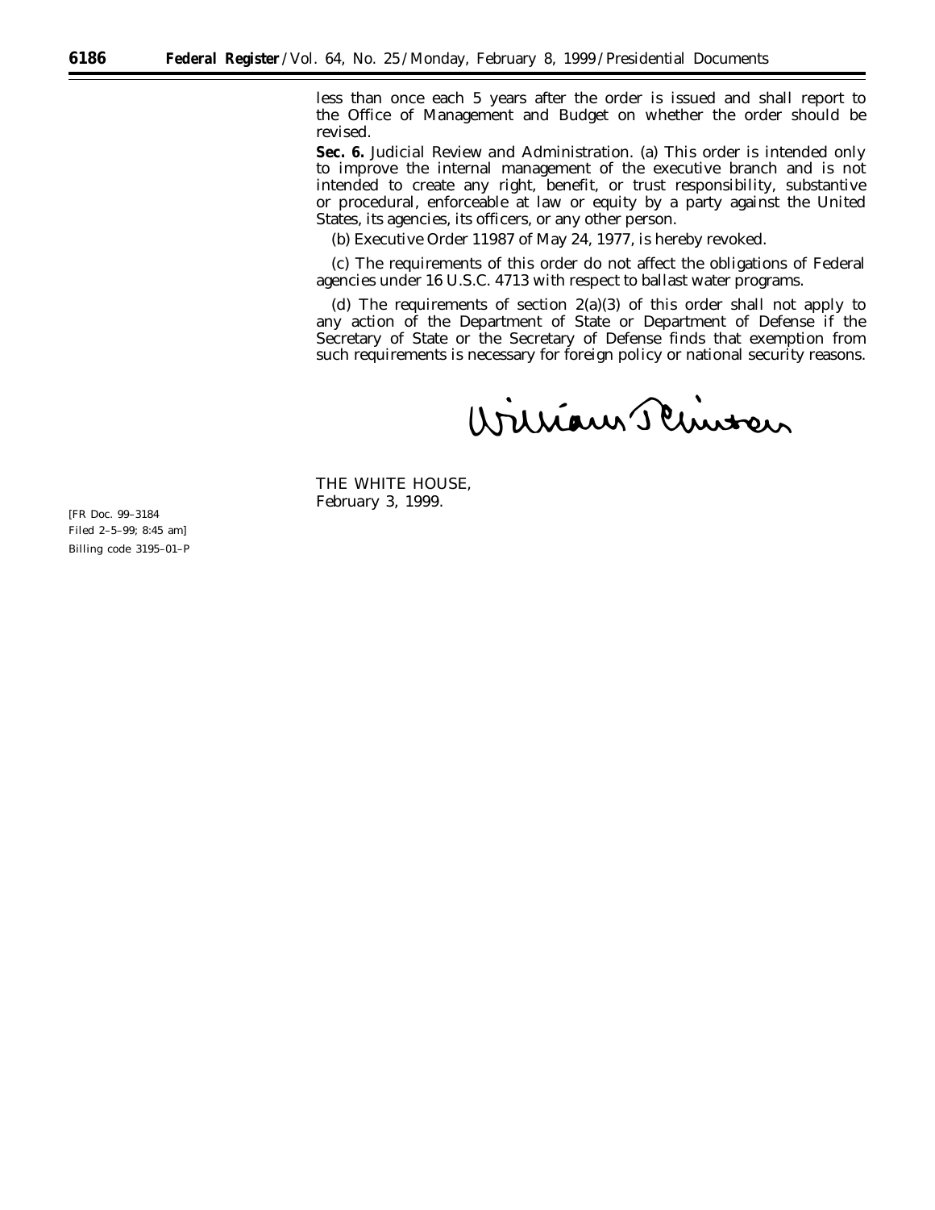less than once each 5 years after the order is issued and shall report to the Office of Management and Budget on whether the order should be revised.

**Sec. 6.** *Judicial Review and Administration.* (a) This order is intended only to improve the internal management of the executive branch and is not intended to create any right, benefit, or trust responsibility, substantive or procedural, enforceable at law or equity by a party against the United States, its agencies, its officers, or any other person.

(b) Executive Order 11987 of May 24, 1977, is hereby revoked.

(c) The requirements of this order do not affect the obligations of Federal agencies under 16 U.S.C. 4713 with respect to ballast water programs.

(d) The requirements of section 2(a)(3) of this order shall not apply to any action of the Department of State or Department of Defense if the Secretary of State or the Secretary of Defense finds that exemption from such requirements is necessary for foreign policy or national security reasons.

William J. Clinton

THE WHITE HOUSE,
*February 3, 1999.*

[FR Doc. 99–3184
Filed 2–5–99; 8:45 am]
Billing code 3195–01–P